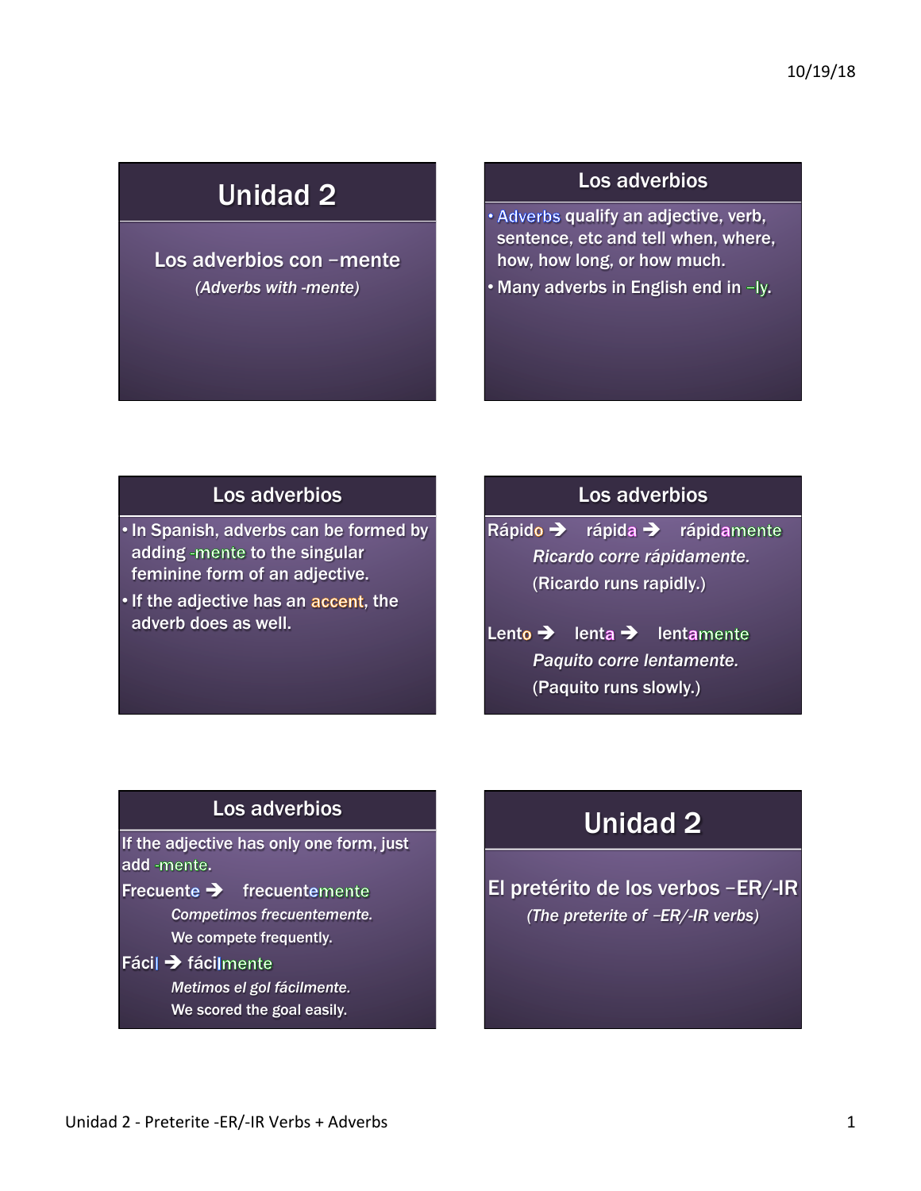## Unidad 2

Los adverbios con –mente

*(Adverbs with -mente)*

## Los adverbios

- Adverbs qualify an adjective, verb, sentence, etc and tell when, where, how, how long, or how much.
- Many adverbs in English end in –ly.

## Los adverbios

- In Spanish, adverbs can be formed by adding -mente to the singular feminine form of an adjective.
- If the adjective has an accent, the adverb does as well.

## Los adverbios

Rápido ➔ rápida ➔ rápidamente

*Ricardo corre rápidamente.*

(Ricardo runs rapidly.)

Lento ➔ lenta ➔ lentamente

*Paquito corre lentamente.*

(Paquito runs slowly.)

## Los adverbios

If the adjective has only one form, just add -mente.

Frecuente ➔ frecuentemente

*Competimos frecuentemente.*

We compete frequently.

Fácil ➔ fácilmente

*Metimos el gol fácilmente.*

We scored the goal easily.

## Unidad 2

El pretérito de los verbos –ER/-IR

*(The preterite of –ER/-IR verbs)*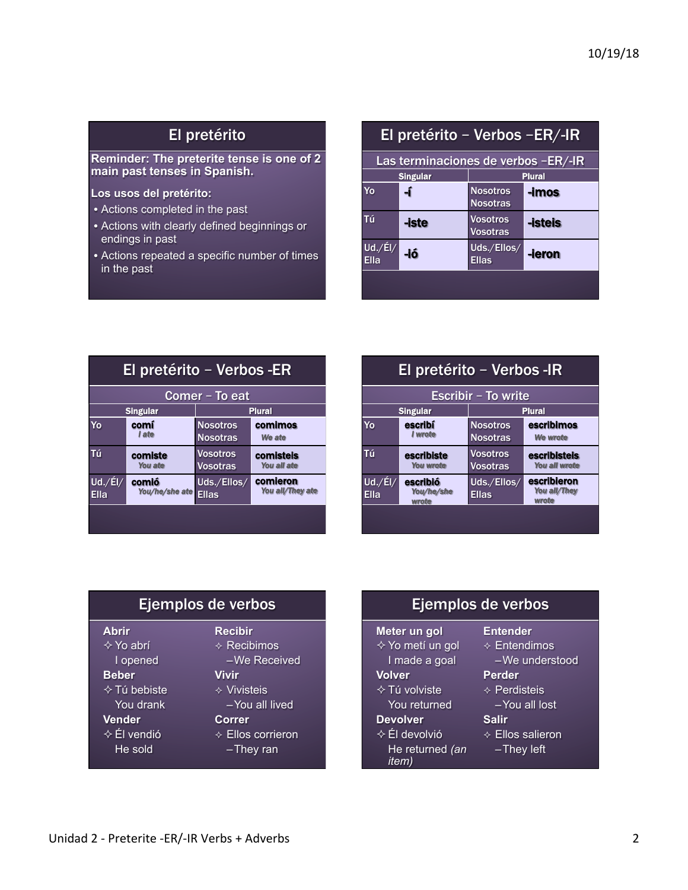## El pretérito

**Reminder: The preterite tense is one of 2 main past tenses in Spanish.**

**Los usos del pretérito:**

- Actions completed in the past
- Actions with clearly defined beginnings or endings in past
- Actions repeated a specific number of times in the past

## El pretérito – Verbos –ER/-IR

Las terminaciones de verbos –ER/-IR

| Singular | | Plural | |
|---|---|---|---|
| Yo | -í | Nosotros Nosotras | -imos |
| Tú | -iste | Vosotros Vosotras | -isteis |
| Ud./Él/ Ella | -ió | Uds./Ellos/ Ellas | -ieron |

## El pretérito – Verbos -ER

Comer – To eat

| Singular | | Plural | |
|---|---|---|---|
| Yo | **comí** *I ate* | Nosotros Nosotras | **comimos** *We ate* |
| Tú | **comiste** *You ate* | Vosotros Vosotras | **comisteis** *You all ate* |
| Ud./Él/ Ella | **comió** *You/he/she ate* | Uds./Ellos/ Ellas | **comieron** *You all/They ate* |

## El pretérito – Verbos -IR

Escribir – To write

| Singular | | Plural | |
|---|---|---|---|
| Yo | **escribí** *I wrote* | Nosotros Nosotras | **escribimos** *We wrote* |
| Tú | **escribiste** *You wrote* | Vosotros Vosotras | **escribisteis** *You all wrote* |
| Ud./Él/ Ella | **escribió** *You/he/she wrote* | Uds./Ellos/ Ellas | **escribieron** *You all/They wrote* |

## Ejemplos de verbos

**Abrir**
- ✧ Yo abrí
  I opened

**Beber**
- ✧ Tú bebiste
  You drank

**Vender**
- ✧ Él vendió
  He sold

**Recibir**
- ✧ Recibimos
  – We Received

**Vivir**
- ✧ Vivisteis
  – You all lived

**Correr**
- ✧ Ellos corrieron
  – They ran

## Ejemplos de verbos

**Meter un gol**
- ✧ Yo metí un gol
  I made a goal

**Volver**
- ✧ Tú volviste
  You returned

**Devolver**
- ✧ Él devolvió
  He returned *(an item)*

**Entender**
- ✧ Entendimos
  – We understood

**Perder**
- ✧ Perdisteis
  – You all lost

**Salir**
- ✧ Ellos salieron
  – They left